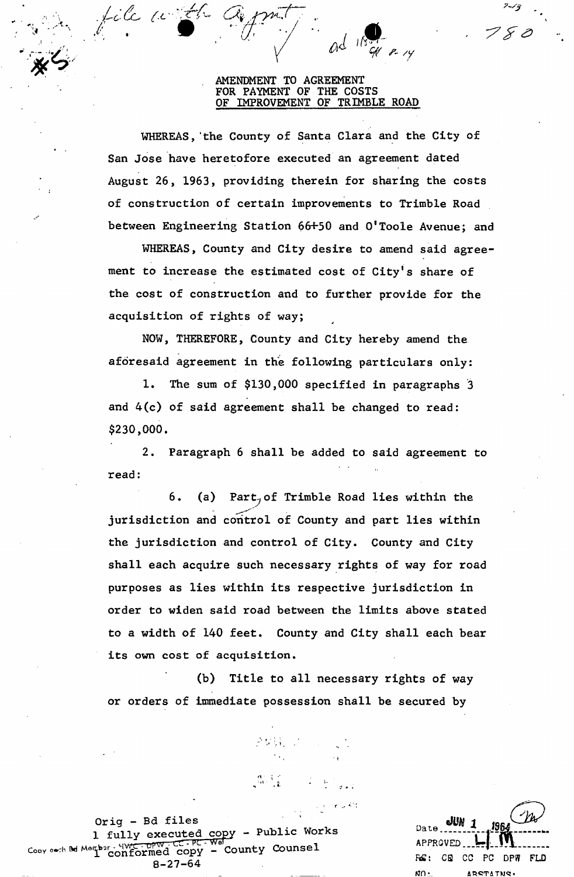file with Agmt ✓ ad 185 SK 8-14

#5

7-13

780

# AMENDMENT TO AGREEMENT FOR PAYMENT OF THE COSTS OF IMPROVEMENT OF TRIMBLE ROAD

WHEREAS, the County of Santa Clara and the City of San Jose have heretofore executed an agreement dated August 26, 1963, providing therein for sharing the costs of construction of certain improvements to Trimble Road between Engineering Station 66+50 and O'Toole Avenue; and

WHEREAS, County and City desire to amend said agreement to increase the estimated cost of City's share of the cost of construction and to further provide for the acquisition of rights of way;

NOW, THEREFORE, County and City hereby amend the aforesaid agreement in the following particulars only:

1. The sum of $130,000 specified in paragraphs 3 and 4(c) of said agreement shall be changed to read: $230,000.

2. Paragraph 6 shall be added to said agreement to read:

6. (a) Part of Trimble Road lies within the jurisdiction and control of County and part lies within the jurisdiction and control of City. County and City shall each acquire such necessary rights of way for road purposes as lies within its respective jurisdiction in order to widen said road between the limits above stated to a width of 140 feet. County and City shall each bear its own cost of acquisition.

(b) Title to all necessary rights of way or orders of immediate possession shall be secured by

Orig - Bd files
1 fully executed copy - Public Works
1 conformed copy - County Counsel
8-27-64

Copy each Bd Member - HWC - DPW - CC - PC - Wal

Date JUN 1 1964
APPROVED L M
RE: CB CC PC DPW FLD
NO: ABSTAINS: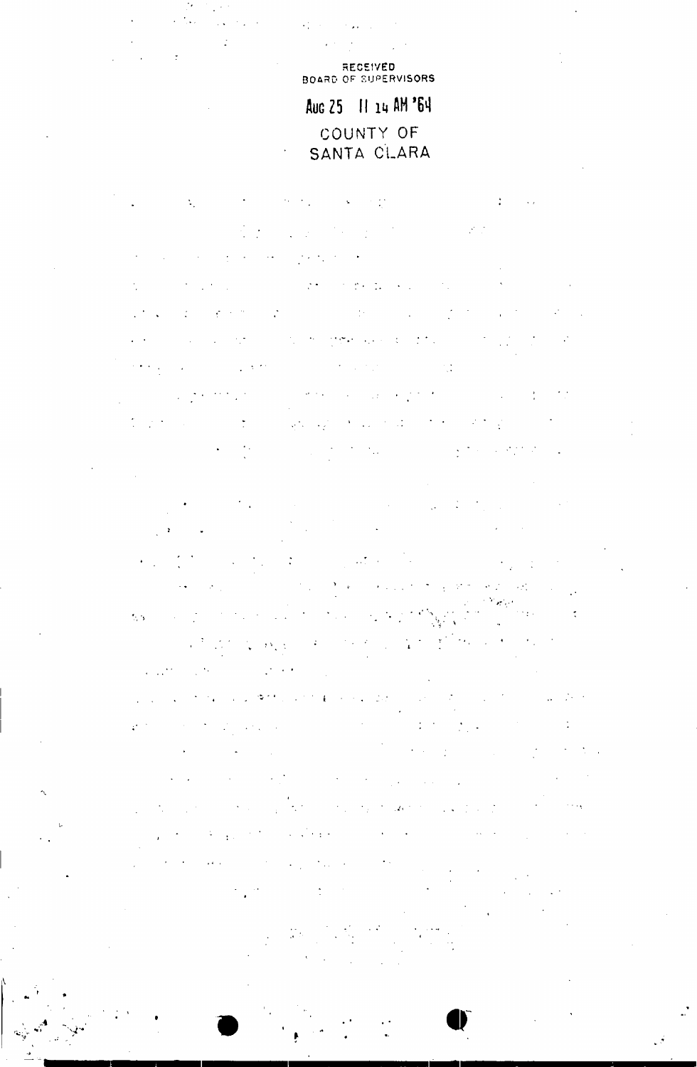RECEIVED
BOARD OF SUPERVISORS

Aug 25 11 14 AM '64

COUNTY OF
SANTA CLARA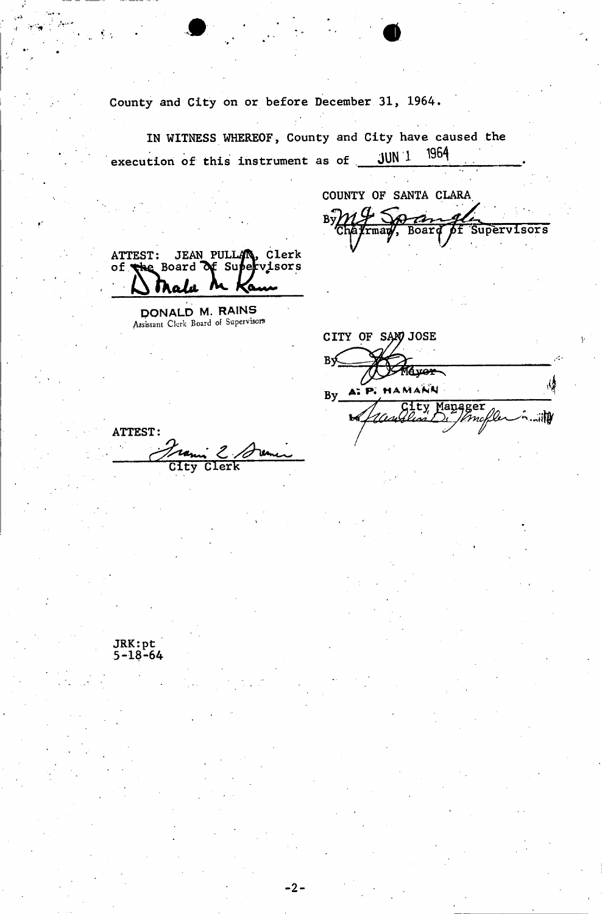County and City on or before December 31, 1964.

IN WITNESS WHEREOF, County and City have caused the execution of this instrument as of JUN 1 1964.

COUNTY OF SANTA CLARA

By M. G. Spangler
Chairman, Board of Supervisors

ATTEST: JEAN PULLAN, Clerk of the Board of Supervisors

Donald M. Rains

DONALD M. RAINS
Assistant Clerk Board of Supervisors

CITY OF SAN JOSE

By ______
Mayor

By A. P. HAMANN
City Manager

ATTEST:

Frances L. Greiner
City Clerk

JRK:pt
5-18-64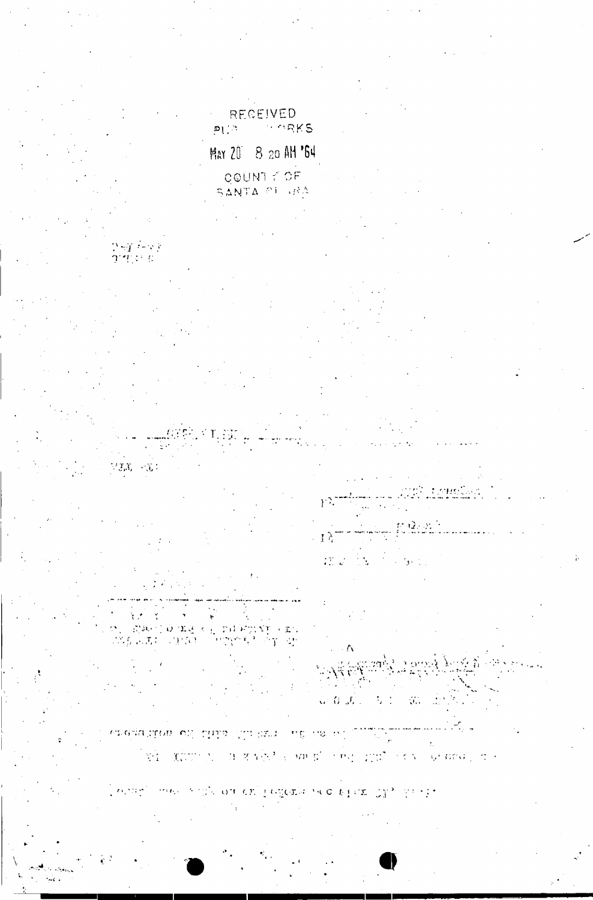RECEIVED
PUB WORKS
MAY 20 8 20 AM '64
COUNTY OF
SANTA CLARA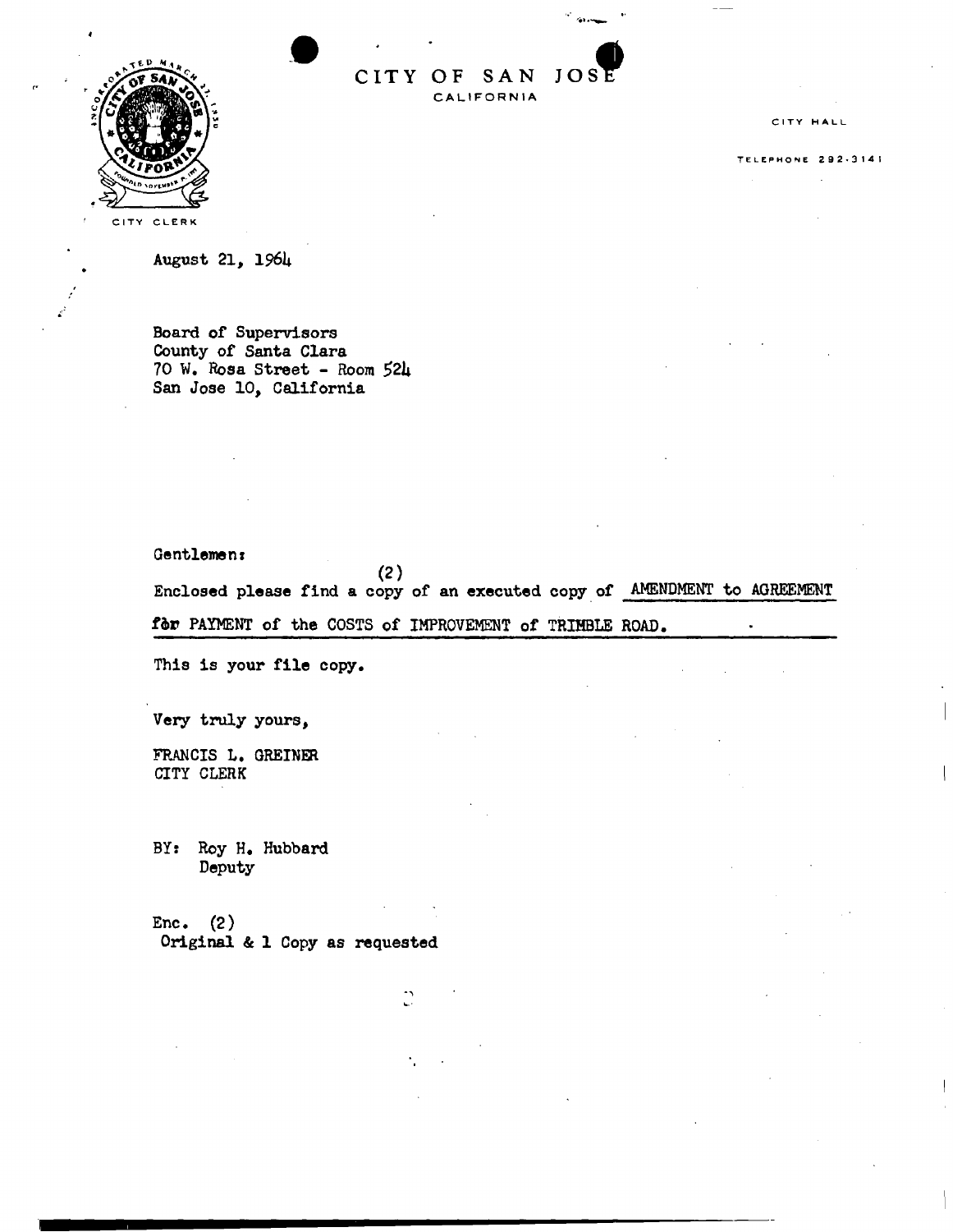CITY OF SAN JOSE
CALIFORNIA

CITY CLERK

CITY HALL

TELEPHONE 292-3141

August 21, 1964

Board of Supervisors
County of Santa Clara
70 W. Rosa Street - Room 524
San Jose 10, California

Gentlemen:

Enclosed please find a copy of an executed copy of (2) AMENDMENT to AGREEMENT for PAYMENT of the COSTS of IMPROVEMENT of TRIMBLE ROAD.

This is your file copy.

Very truly yours,

FRANCIS L. GREINER
CITY CLERK

BY: Roy H. Hubbard
Deputy

Enc. (2)
Original & 1 Copy as requested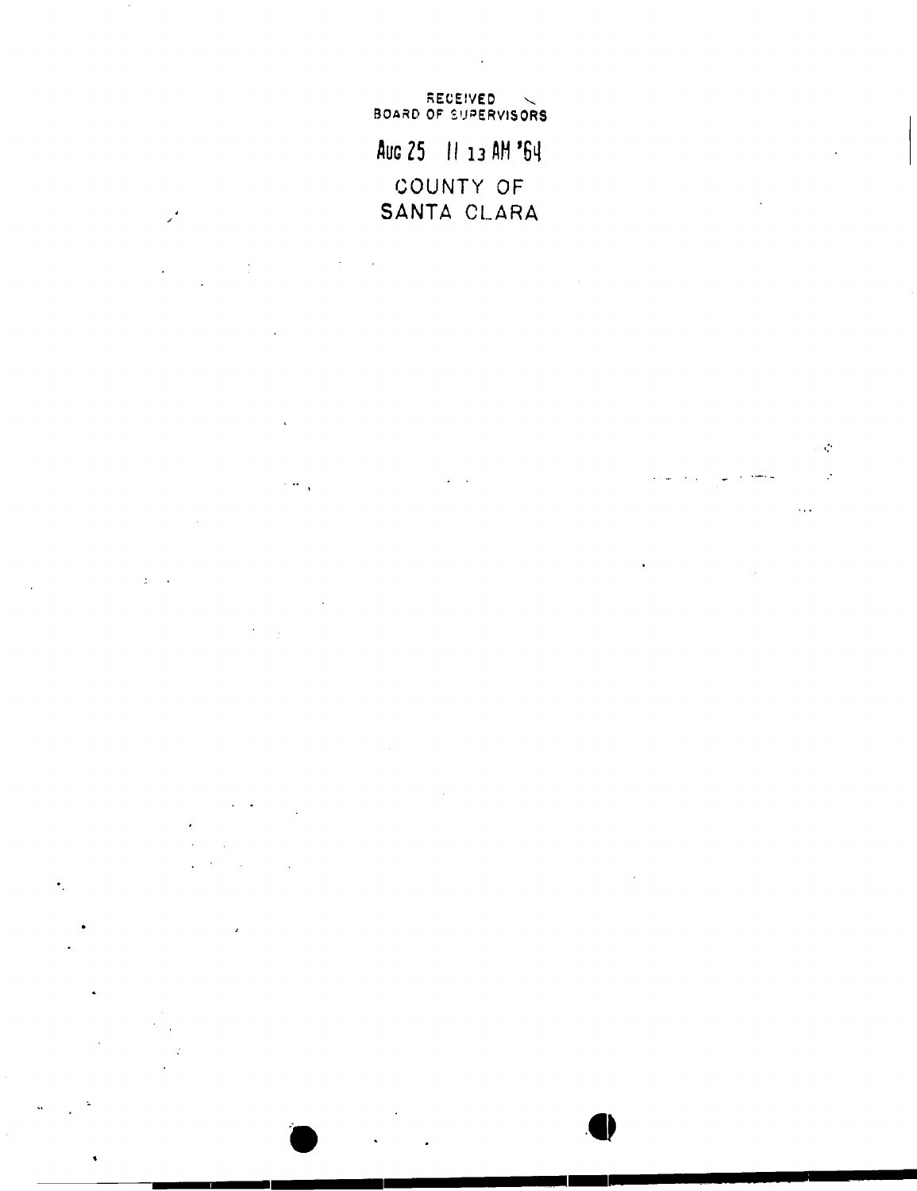RECEIVED
BOARD OF SUPERVISORS

AUG 25 11 13 AM '64

COUNTY OF
SANTA CLARA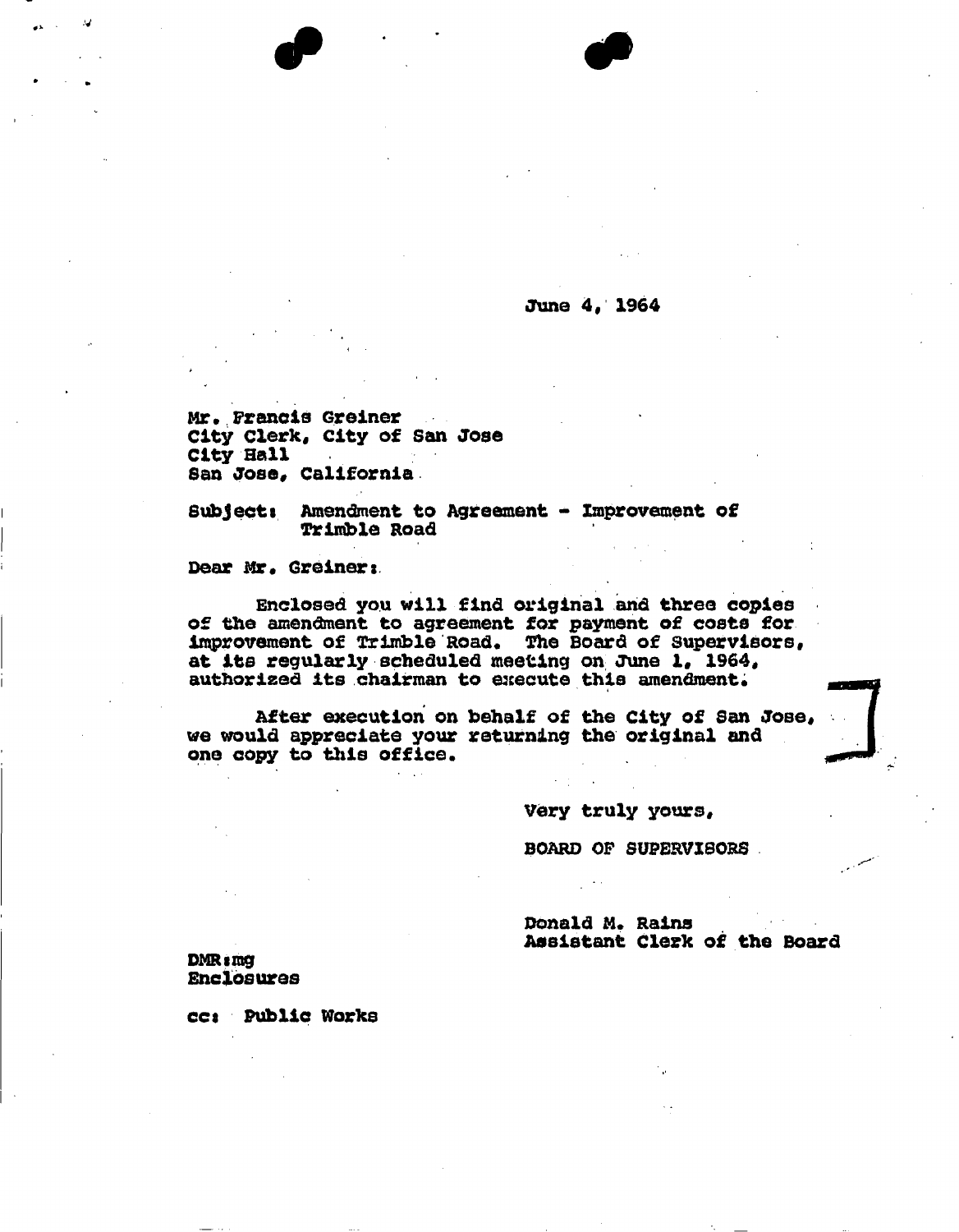June 4, 1964

Mr. Francis Greiner
City Clerk, City of San Jose
City Hall
San Jose, California

Subject: Amendment to Agreement - Improvement of Trimble Road

Dear Mr. Greiner:

Enclosed you will find original and three copies of the amendment to agreement for payment of costs for improvement of Trimble Road. The Board of Supervisors, at its regularly scheduled meeting on June 1, 1964, authorized its chairman to execute this amendment.

After execution on behalf of the City of San Jose, we would appreciate your returning the original and one copy to this office.

Very truly yours,

BOARD OF SUPERVISORS

Donald M. Rains
Assistant Clerk of the Board

DMR:mg
Enclosures

cc: Public Works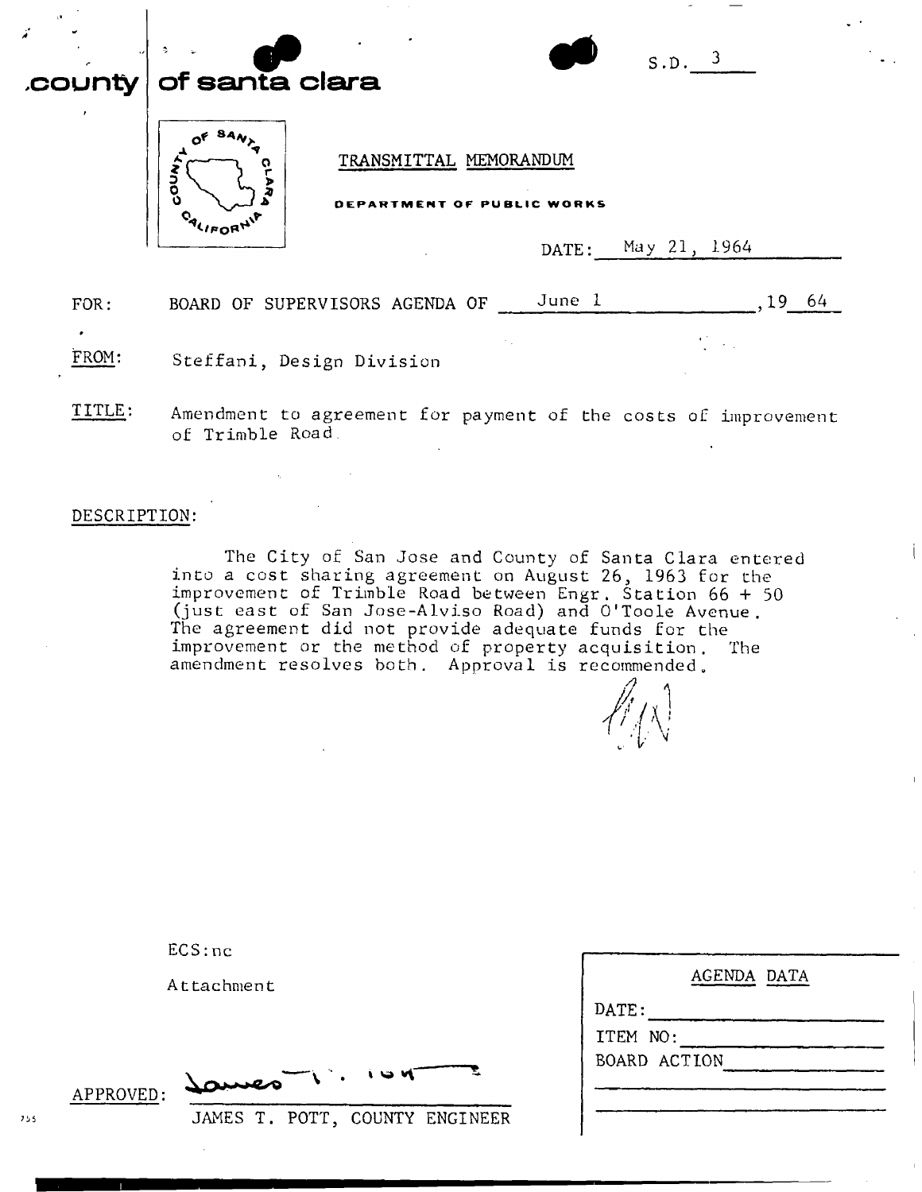**county of santa clara**

S.D. 3

TRANSMITTAL MEMORANDUM

DEPARTMENT OF PUBLIC WORKS

DATE: May 21, 1964

FOR: BOARD OF SUPERVISORS AGENDA OF June 1, 19 64

FROM: Steffani, Design Division

TITLE: Amendment to agreement for payment of the costs of improvement of Trimble Road

DESCRIPTION:

The City of San Jose and County of Santa Clara entered into a cost sharing agreement on August 26, 1963 for the improvement of Trimble Road between Engr. Station 66 + 50 (just east of San Jose-Alviso Road) and O'Toole Avenue. The agreement did not provide adequate funds for the improvement or the method of property acquisition. The amendment resolves both. Approval is recommended.

ECS:nc

Attachment

APPROVED: James T. Pott

JAMES T. POTT, COUNTY ENGINEER

| AGENDA DATA |
|---|
| DATE: |
| ITEM NO: |
| BOARD ACTION |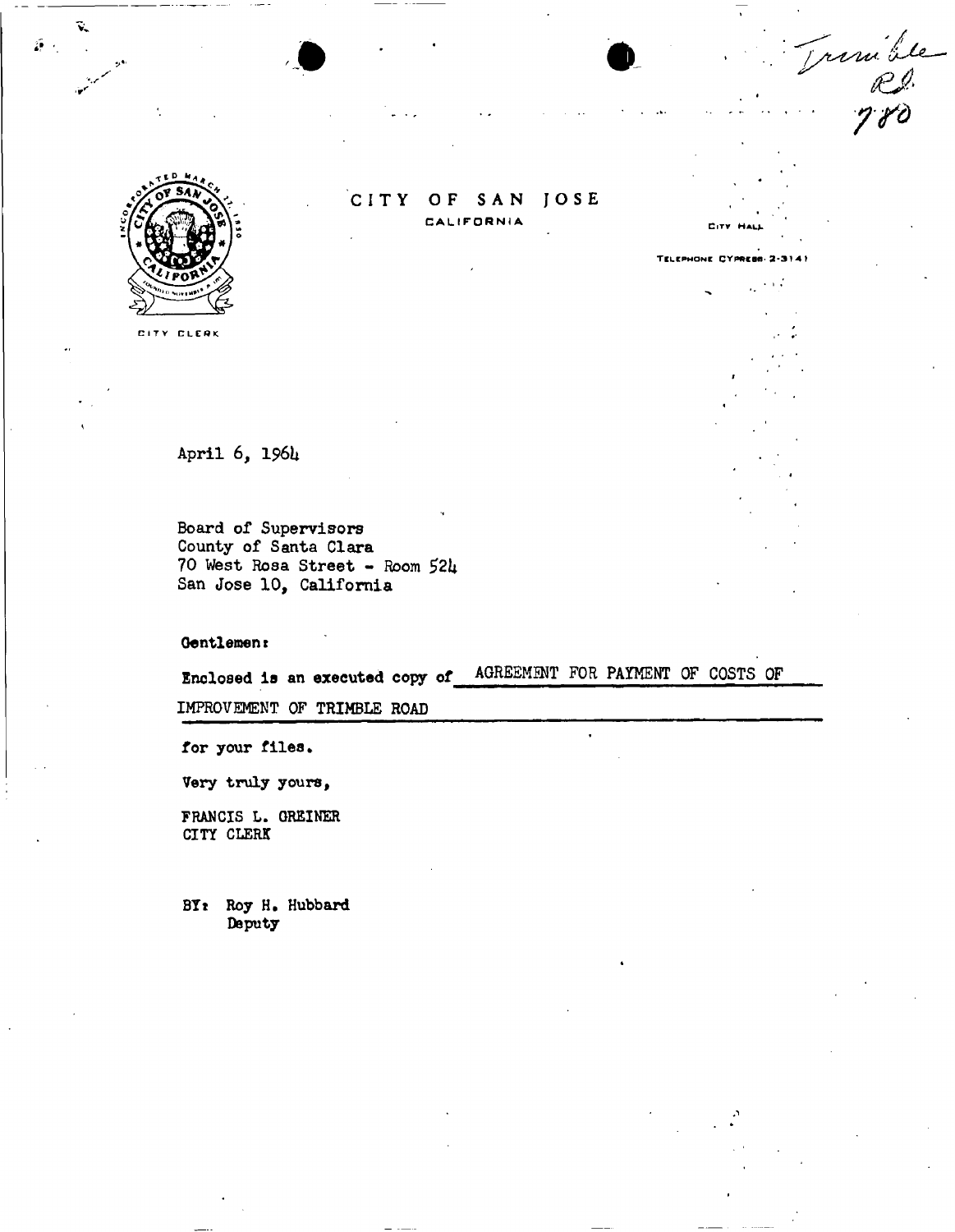Trimble Rd. 780

CITY OF SAN JOSE
CALIFORNIA

CITY CLERK

CITY HALL

TELEPHONE CYPRESS 2-3141

April 6, 1964

Board of Supervisors
County of Santa Clara
70 West Rosa Street - Room 524
San Jose 10, California

Gentlemen:

Enclosed is an executed copy of AGREEMENT FOR PAYMENT OF COSTS OF IMPROVEMENT OF TRIMBLE ROAD

for your files.

Very truly yours,

FRANCIS L. GREINER
CITY CLERK

BY: Roy H. Hubbard
Deputy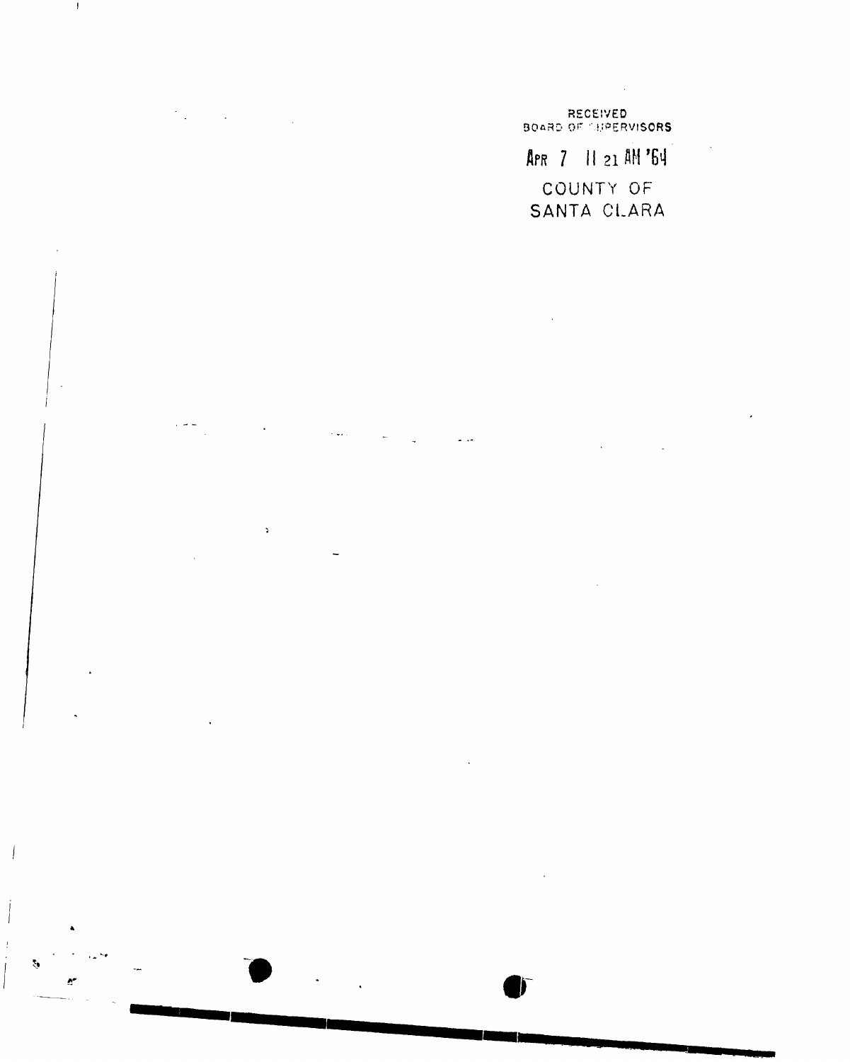RECEIVED
BOARD OF SUPERVISORS

APR 7 11 21 AM '64

COUNTY OF
SANTA CLARA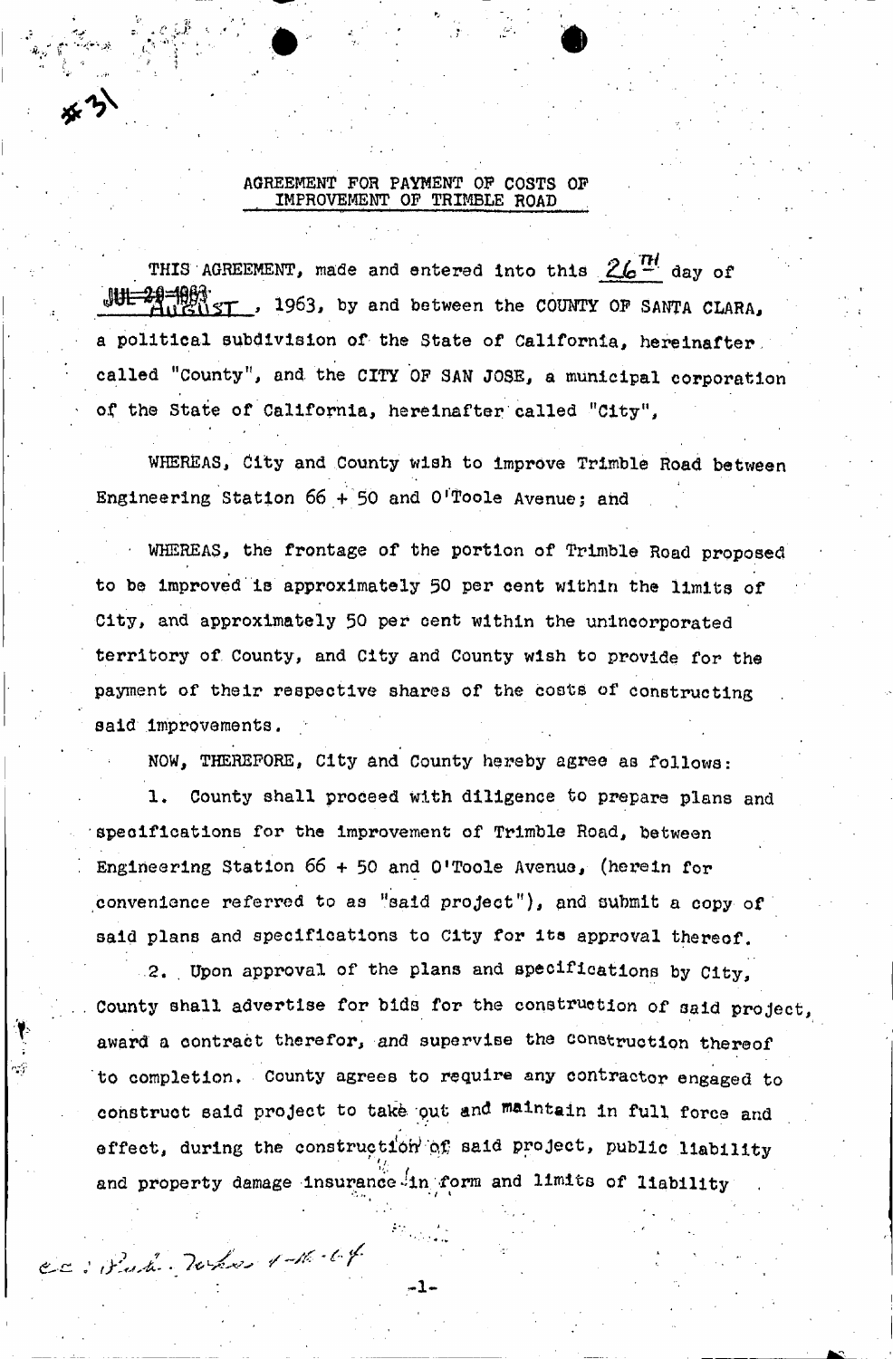#31

## AGREEMENT FOR PAYMENT OF COSTS OF IMPROVEMENT OF TRIMBLE ROAD

THIS AGREEMENT, made and entered into this 26TH day of ~~JUL 29 1963~~ AUGUST, 1963, by and between the COUNTY OF SANTA CLARA, a political subdivision of the State of California, hereinafter called "County", and the CITY OF SAN JOSE, a municipal corporation of the State of California, hereinafter called "City",

WHEREAS, City and County wish to improve Trimble Road between Engineering Station 66 + 50 and O'Toole Avenue; and

WHEREAS, the frontage of the portion of Trimble Road proposed to be improved is approximately 50 per cent within the limits of City, and approximately 50 per cent within the unincorporated territory of County, and City and County wish to provide for the payment of their respective shares of the costs of constructing said improvements.

NOW, THEREFORE, City and County hereby agree as follows:

1. County shall proceed with diligence to prepare plans and specifications for the improvement of Trimble Road, between Engineering Station 66 + 50 and O'Toole Avenue, (herein for convenience referred to as "said project"), and submit a copy of said plans and specifications to City for its approval thereof.

2. Upon approval of the plans and specifications by City, County shall advertise for bids for the construction of said project, award a contract therefor, and supervise the construction thereof to completion. County agrees to require any contractor engaged to construct said project to take out and maintain in full force and effect, during the construction of said project, public liability and property damage insurance in form and limits of liability

cc: Pub. Works 1-16-64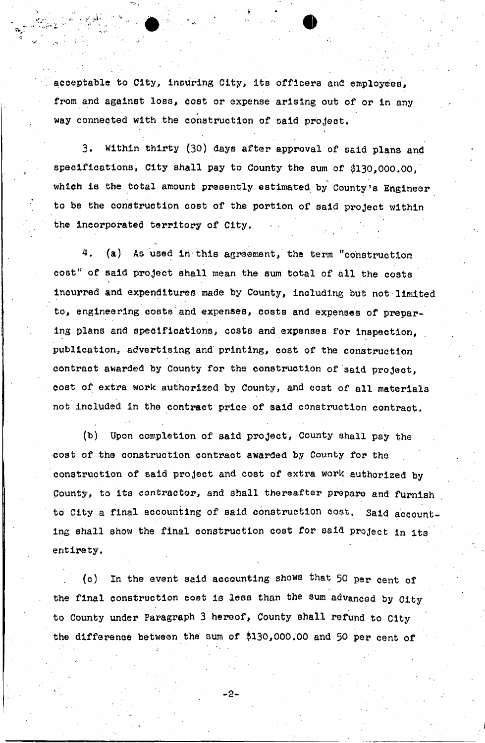acceptable to City, insuring City, its officers and employees, from and against loss, cost or expense arising out of or in any way connected with the construction of said project.

3. Within thirty (30) days after approval of said plans and specifications, City shall pay to County the sum of $130,000.00, which is the total amount presently estimated by County's Engineer to be the construction cost of the portion of said project within the incorporated territory of City.

4. (a) As used in this agreement, the term "construction cost" of said project shall mean the sum total of all the costs incurred and expenditures made by County, including but not limited to, engineering costs and expenses, costs and expenses of preparing plans and specifications, costs and expenses for inspection, publication, advertising and printing, cost of the construction contract awarded by County for the construction of said project, cost of extra work authorized by County, and cost of all materials not included in the contract price of said construction contract.

(b) Upon completion of said project, County shall pay the cost of the construction contract awarded by County for the construction of said project and cost of extra work authorized by County, to its contractor, and shall thereafter prepare and furnish to City a final accounting of said construction cost. Said accounting shall show the final construction cost for said project in its entirety.

(c) In the event said accounting shows that 50 per cent of the final construction cost is less than the sum advanced by City to County under Paragraph 3 hereof, County shall refund to City the difference between the sum of $130,000.00 and 50 per cent of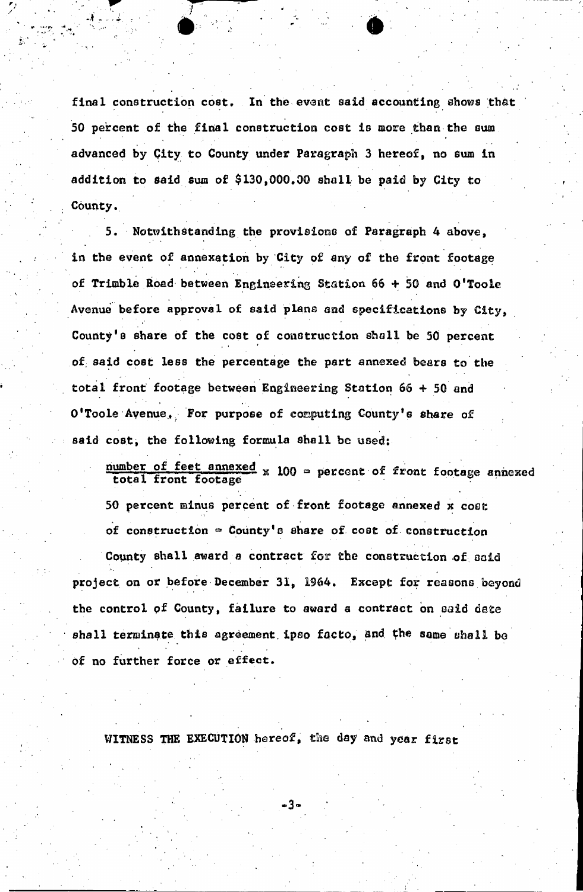final construction cost. In the event said accounting shows that 50 percent of the final construction cost is more than the sum advanced by City to County under Paragraph 3 hereof, no sum in addition to said sum of $130,000.00 shall be paid by City to County.

5. Notwithstanding the provisions of Paragraph 4 above, in the event of annexation by City of any of the front footage of Trimble Road between Engineering Station 66 + 50 and O'Toole Avenue before approval of said plans and specifications by City, County's share of the cost of construction shall be 50 percent of said cost less the percentage the part annexed bears to the total front footage between Engineering Station 66 + 50 and O'Toole Avenue. For purpose of computing County's share of said cost, the following formula shall be used:

$$\frac{\text{number of feet annexed}}{\text{total front footage}} \times 100 = \text{percent of front footage annexed}$$

50 percent minus percent of front footage annexed x cost of construction = County's share of cost of construction

County shall award a contract for the construction of said project on or before December 31, 1964. Except for reasons beyond the control of County, failure to award a contract on said date shall terminate this agreement ipso facto, and the same shall be of no further force or effect.

WITNESS THE EXECUTION hereof, the day and year first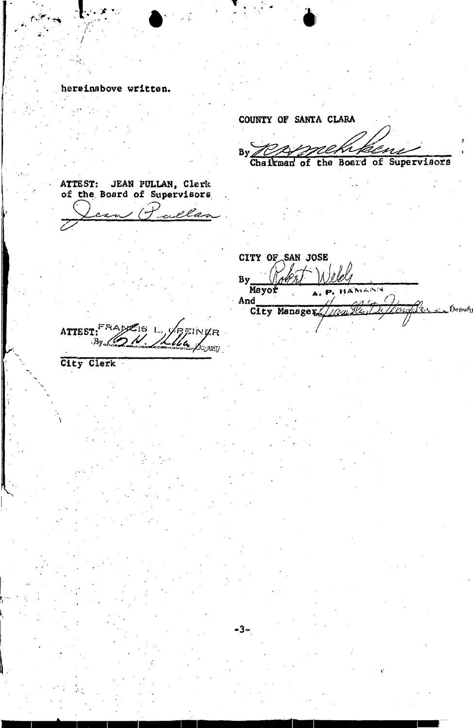hereinabove written.

COUNTY OF SANTA CLARA

By ______________________
Chairman of the Board of Supervisors

ATTEST: JEAN PULLAN, Clerk
of the Board of Supervisors

______________________

CITY OF SAN JOSE

By ______________________
Mayor A. P. HAMANN

And ______________________
City Manager Deputy

ATTEST: FRANCIS L. GREINER
By ______________________ Deputy

City Clerk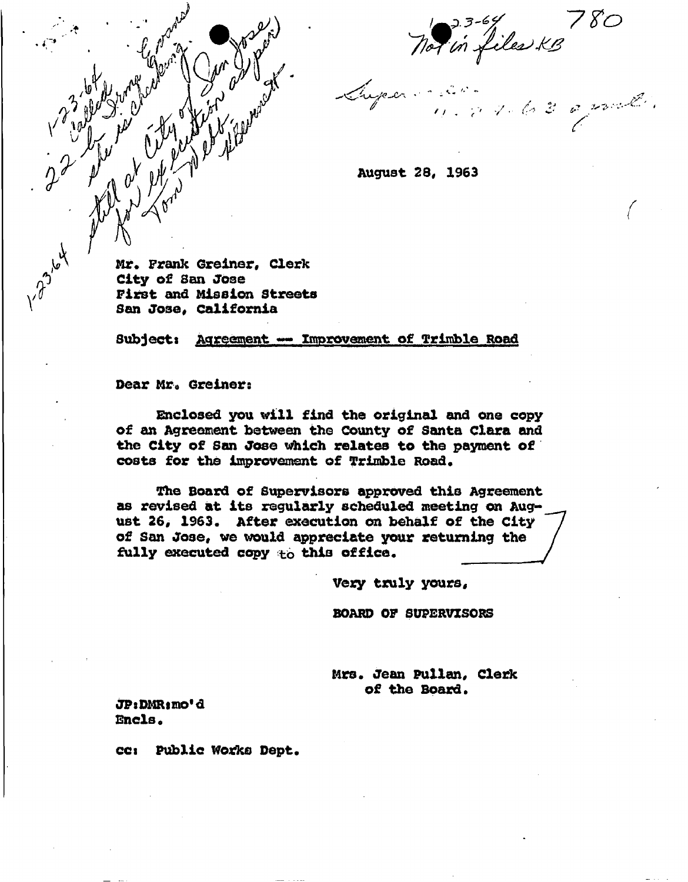1-23-64 Not in files KB 780

August 28, 1963

Mr. Frank Greiner, Clerk
City of San Jose
First and Mission Streets
San Jose, California

Subject: Agreement — Improvement of Trimble Road

Dear Mr. Greiner:

Enclosed you will find the original and one copy of an Agreement between the County of Santa Clara and the City of San Jose which relates to the payment of costs for the improvement of Trimble Road.

The Board of Supervisors approved this Agreement as revised at its regularly scheduled meeting on August 26, 1963. After execution on behalf of the City of San Jose, we would appreciate your returning the fully executed copy to this office.

Very truly yours,

BOARD OF SUPERVISORS

Mrs. Jean Pullan, Clerk
of the Board.

JP:DMR:mo'd
Encls.

cc: Public Works Dept.

1-23-64 Called Irma Grams 22 - She is checking. Still at City of San Jose for execution as per Tom Webb Burnett.

1-23-64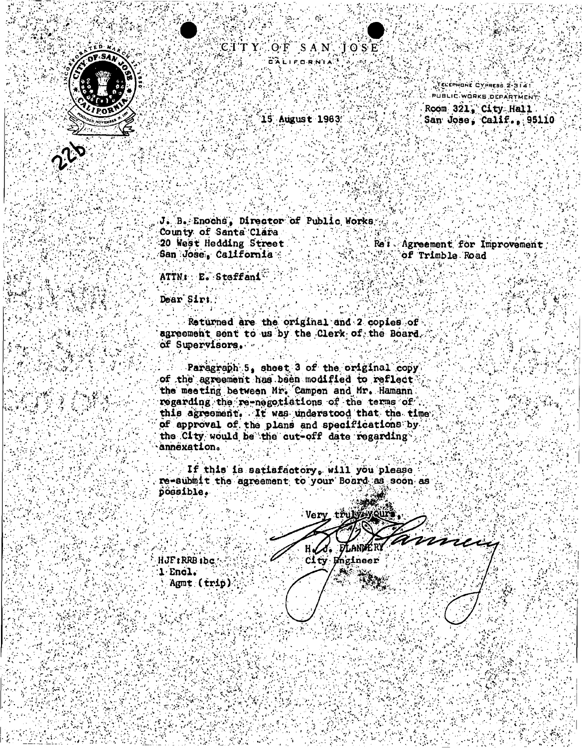# CITY OF SAN JOSE
CALIFORNIA

22b

TELEPHONE CYPRESS 2-3141
PUBLIC WORKS DEPARTMENT
Room 321, City Hall
San Jose, Calif., 95110

15 August 1963

J. B. Enochs, Director of Public Works
County of Santa Clara
20 West Hedding Street
San Jose, California

Re: Agreement for Improvement of Trimble Road

ATTN: E. Steffani

Dear Sir:

Returned are the original and 2 copies of agreement sent to us by the Clerk of the Board of Supervisors.

Paragraph 5, sheet 3 of the original copy of the agreement has been modified to reflect the meeting between Mr. Campen and Mr. Hamann regarding the re-negotiations of the terms of this agreement. It was understood that the time of approval of the plans and specifications by the City would be the cut-off date regarding annexation.

If this is satisfactory, will you please re-submit the agreement to your Board as soon as possible.

Very truly yours,

H. J. FLANNERY
City Engineer

HJF:RRB:bc
1 Encl.
Agmt (trip)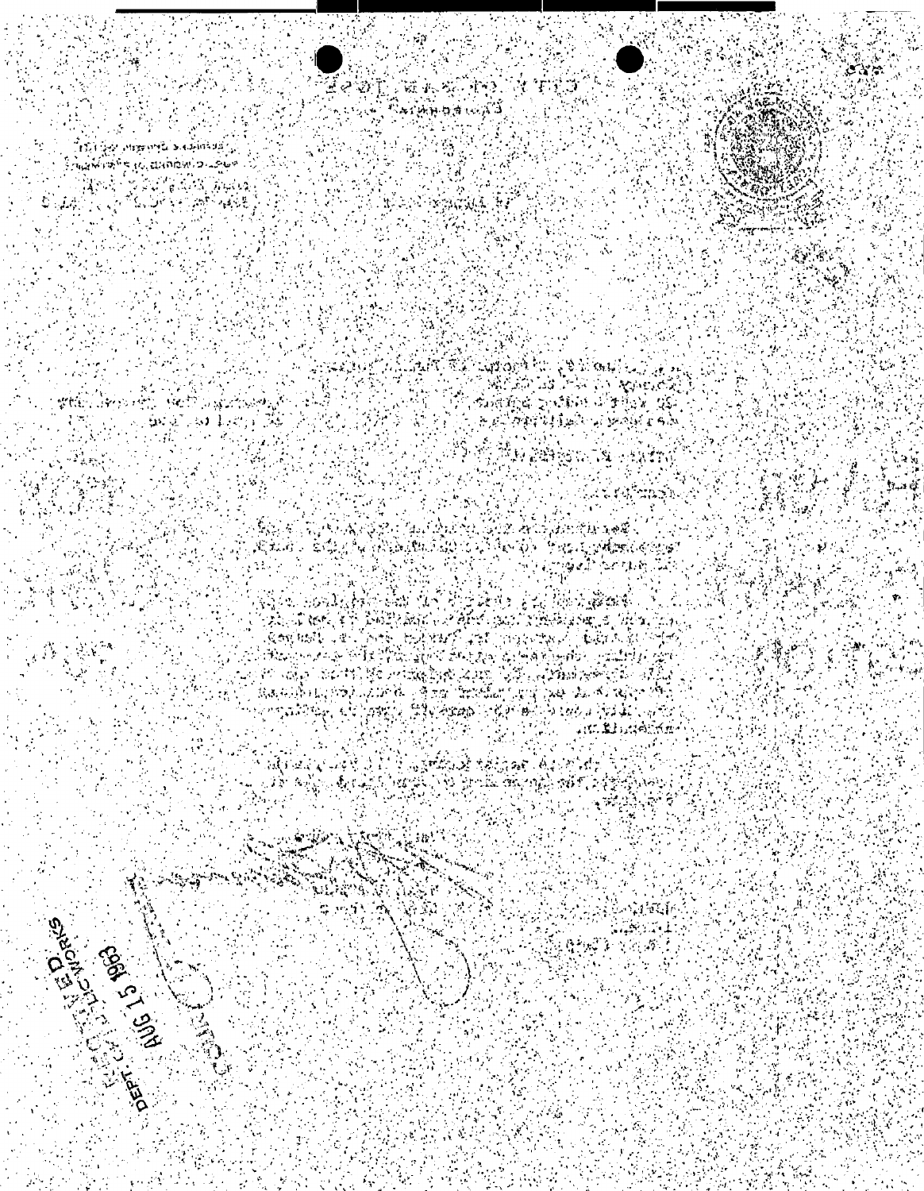CITY OF SAN JOSE

California

RECEIVED
DEPT. OF PUBLIC WORKS
AUG 15 1963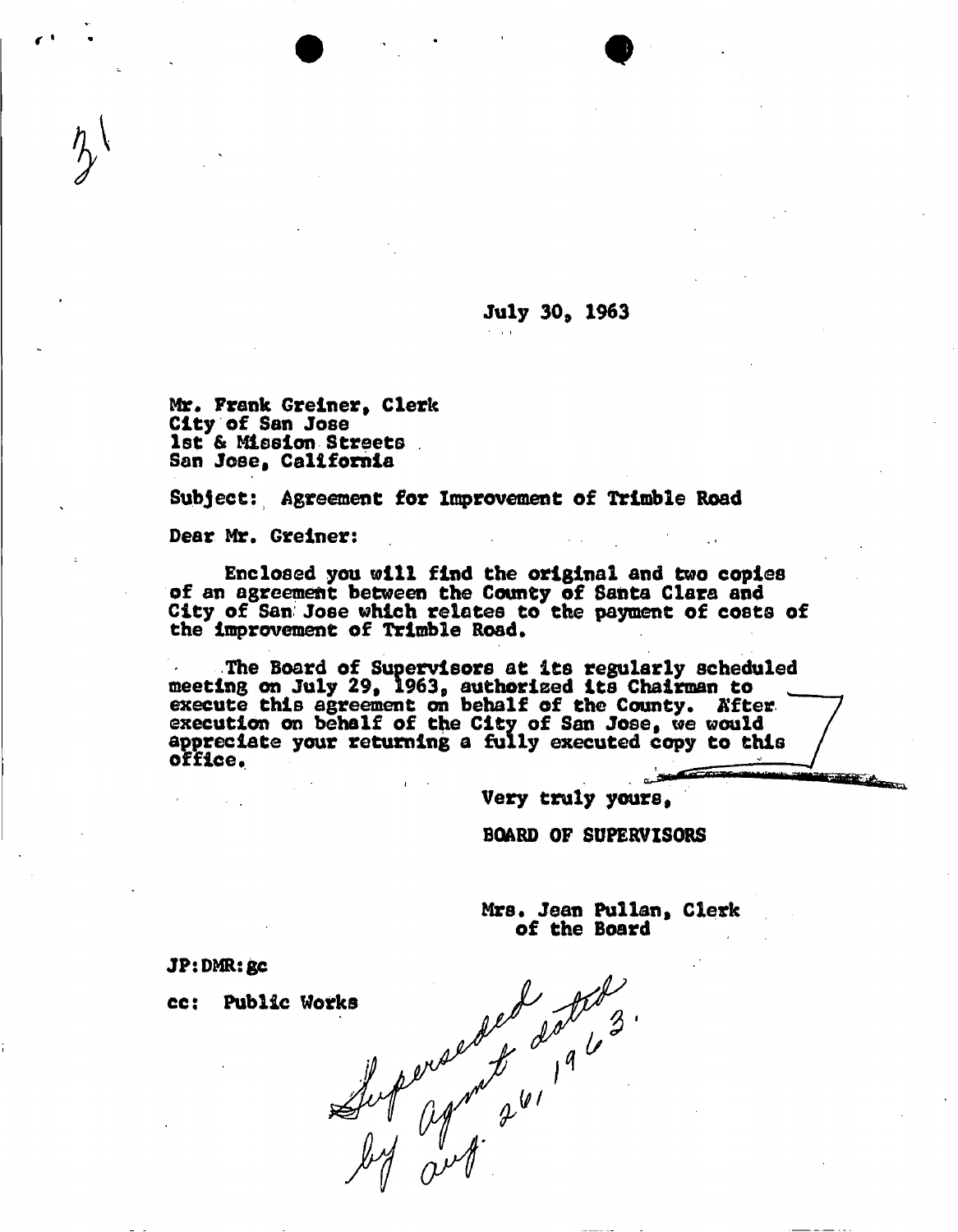31

July 30, 1963

Mr. Frank Greiner, Clerk
City of San Jose
1st & Mission Streets
San Jose, California

Subject: Agreement for Improvement of Trimble Road

Dear Mr. Greiner:

Enclosed you will find the original and two copies of an agreement between the County of Santa Clara and City of San Jose which relates to the payment of costs of the improvement of Trimble Road.

The Board of Supervisors at its regularly scheduled meeting on July 29, 1963, authorized its Chairman to execute this agreement on behalf of the County. After execution on behalf of the City of San Jose, we would appreciate your returning a fully executed copy to this office.

Very truly yours,

BOARD OF SUPERVISORS

Mrs. Jean Pullan, Clerk
of the Board

JP:DMR:gc

cc: Public Works

Superseded by agmt dated Aug. 26, 1963.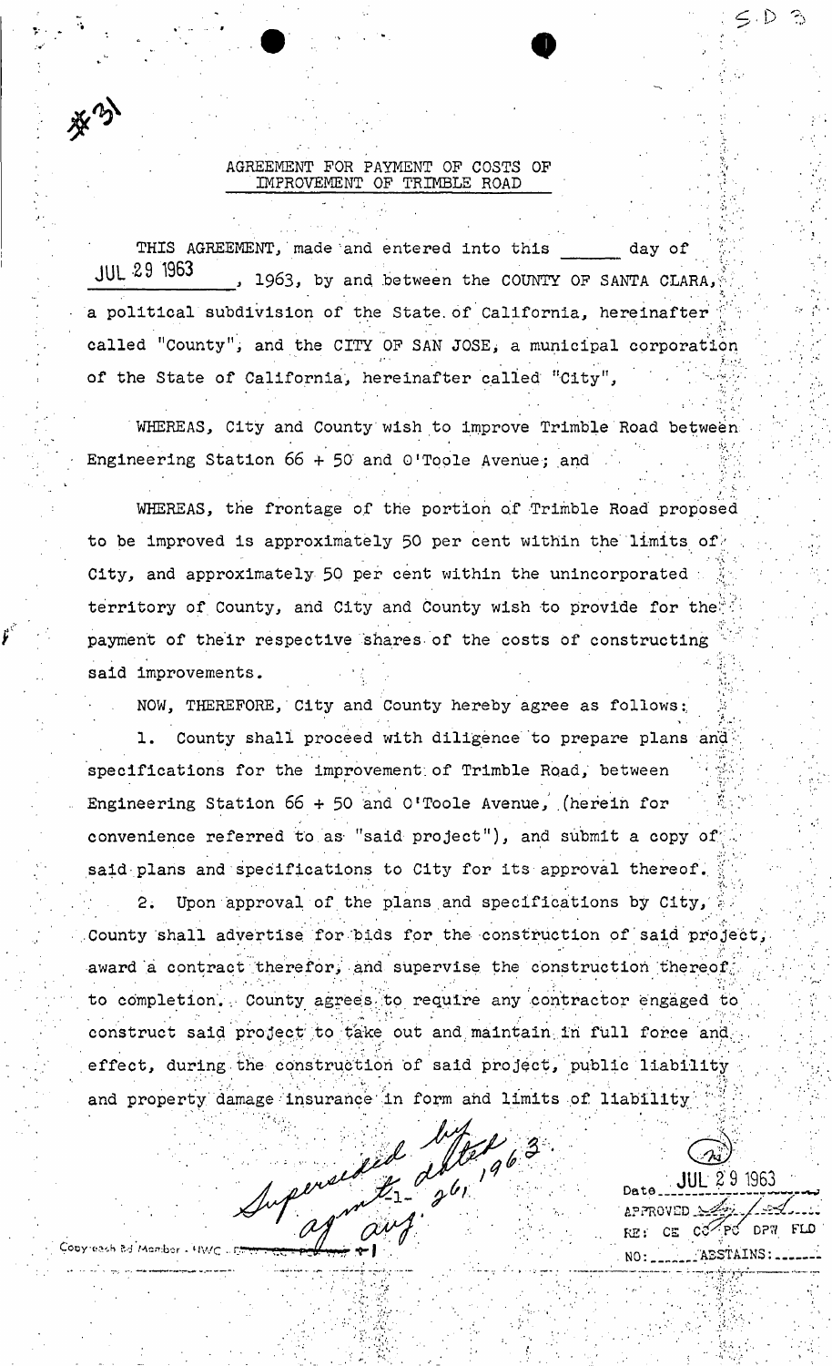#31

## AGREEMENT FOR PAYMENT OF COSTS OF IMPROVEMENT OF TRIMBLE ROAD

THIS AGREEMENT, made and entered into this _____ day of JUL 29 1963, 1963, by and between the COUNTY OF SANTA CLARA, a political subdivision of the State of California, hereinafter called "County", and the CITY OF SAN JOSE, a municipal corporation of the State of California, hereinafter called "City",

WHEREAS, City and County wish to improve Trimble Road between Engineering Station 66 + 50 and O'Toole Avenue; and

WHEREAS, the frontage of the portion of Trimble Road proposed to be improved is approximately 50 per cent within the limits of City, and approximately 50 per cent within the unincorporated territory of County, and City and County wish to provide for the payment of their respective shares of the costs of constructing said improvements.

NOW, THEREFORE, City and County hereby agree as follows:

1. County shall proceed with diligence to prepare plans and specifications for the improvement of Trimble Road, between Engineering Station 66 + 50 and O'Toole Avenue, (herein for convenience referred to as "said project"), and submit a copy of said plans and specifications to City for its approval thereof.

2. Upon approval of the plans and specifications by City, County shall advertise for bids for the construction of said project, award a contract therefor, and supervise the construction thereof to completion. County agrees to require any contractor engaged to construct said project to take out and maintain in full force and effect, during the construction of said project, public liability and property damage insurance in form and limits of liability

Superseded by agmt. dated Aug. 26, 1963.

Date JUL 29 1963
APPROVED
RE: CE CO PC DPW FLD
NO: _____ ABSTAINS: _____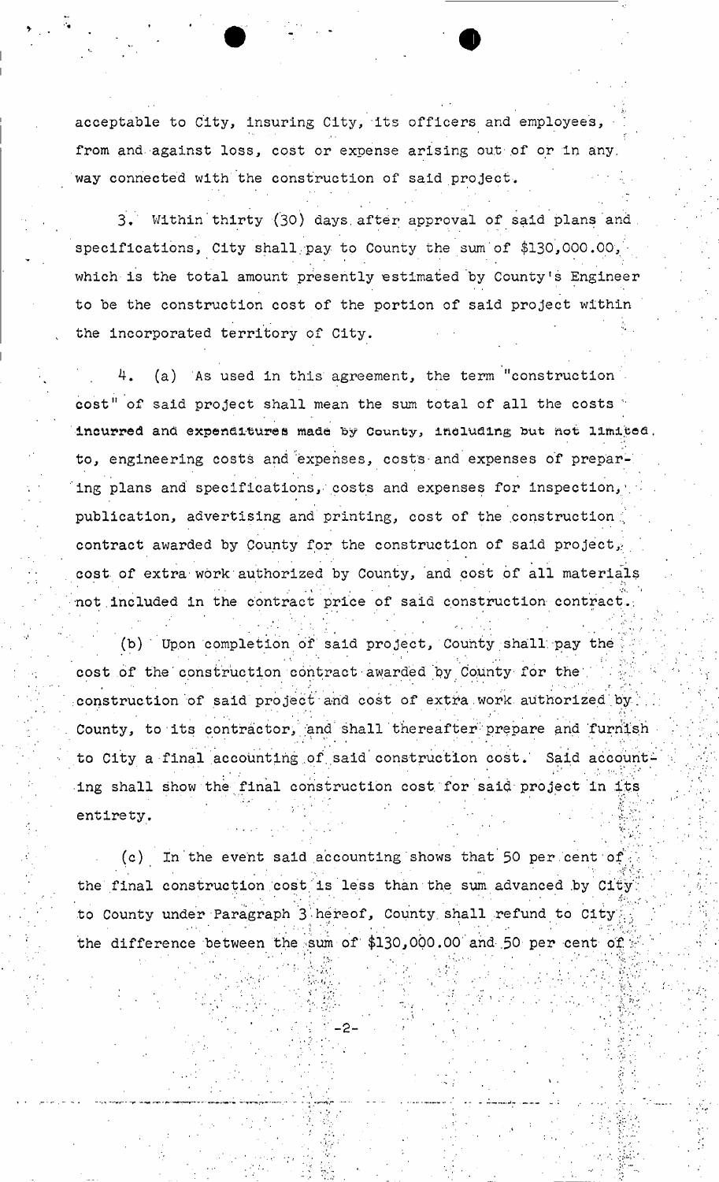acceptable to City, insuring City, its officers and employees, from and against loss, cost or expense arising out of or in any way connected with the construction of said project.

3. Within thirty (30) days after approval of said plans and specifications, City shall pay to County the sum of $130,000.00, which is the total amount presently estimated by County's Engineer to be the construction cost of the portion of said project within the incorporated territory of City.

4. (a) As used in this agreement, the term "construction cost" of said project shall mean the sum total of all the costs incurred and expenditures made by County, including but not limited to, engineering costs and expenses, costs and expenses of preparing plans and specifications, costs and expenses for inspection, publication, advertising and printing, cost of the construction contract awarded by County for the construction of said project, cost of extra work authorized by County, and cost of all materials not included in the contract price of said construction contract.

(b) Upon completion of said project, County shall pay the cost of the construction contract awarded by County for the construction of said project and cost of extra work authorized by County, to its contractor, and shall thereafter prepare and furnish to City a final accounting of said construction cost. Said accounting shall show the final construction cost for said project in its entirety.

(c) In the event said accounting shows that 50 per cent of the final construction cost is less than the sum advanced by City to County under Paragraph 3 hereof, County shall refund to City the difference between the sum of $130,000.00 and 50 per cent of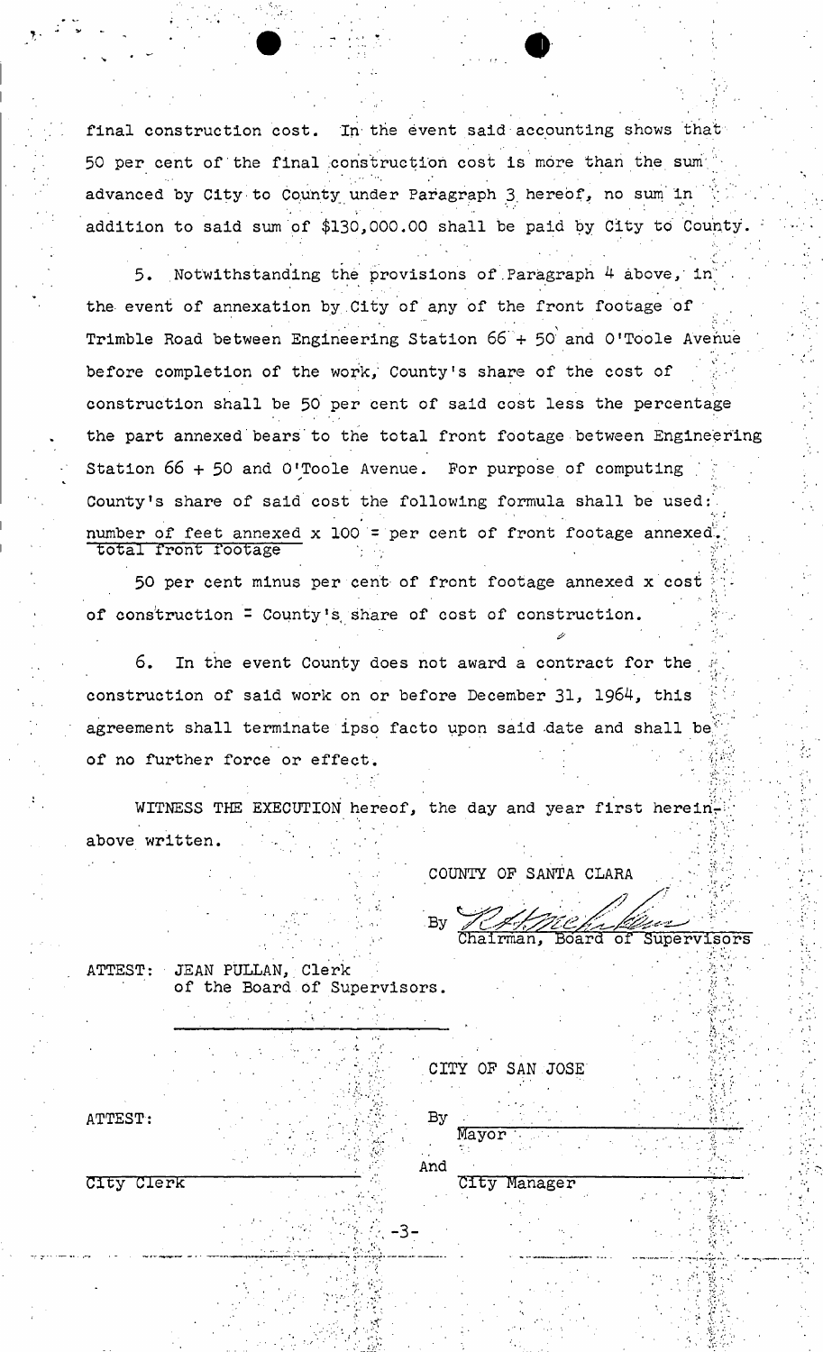final construction cost. In the event said accounting shows that 50 per cent of the final construction cost is more than the sum advanced by City to County under Paragraph 3 hereof, no sum in addition to said sum of $130,000.00 shall be paid by City to County.

5. Notwithstanding the provisions of Paragraph 4 above, in the event of annexation by City of any of the front footage of Trimble Road between Engineering Station 66 + 50 and O'Toole Avenue before completion of the work, County's share of the cost of construction shall be 50 per cent of said cost less the percentage the part annexed bears to the total front footage between Engineering Station 66 + 50 and O'Toole Avenue. For purpose of computing County's share of said cost the following formula shall be used:

$$\frac{\text{number of feet annexed}}{\text{total front footage}} \times 100 = \text{per cent of front footage annexed.}$$

50 per cent minus per cent of front footage annexed x cost of construction = County's share of cost of construction.

6. In the event County does not award a contract for the construction of said work on or before December 31, 1964, this agreement shall terminate ipso facto upon said date and shall be of no further force or effect.

WITNESS THE EXECUTION hereof, the day and year first hereinabove written.

COUNTY OF SANTA CLARA

By _______________
Chairman, Board of Supervisors

ATTEST: JEAN PULLAN, Clerk
of the Board of Supervisors.

_______________

CITY OF SAN JOSE

ATTEST:

By _______________
Mayor

And _______________
City Manager

_______________
City Clerk